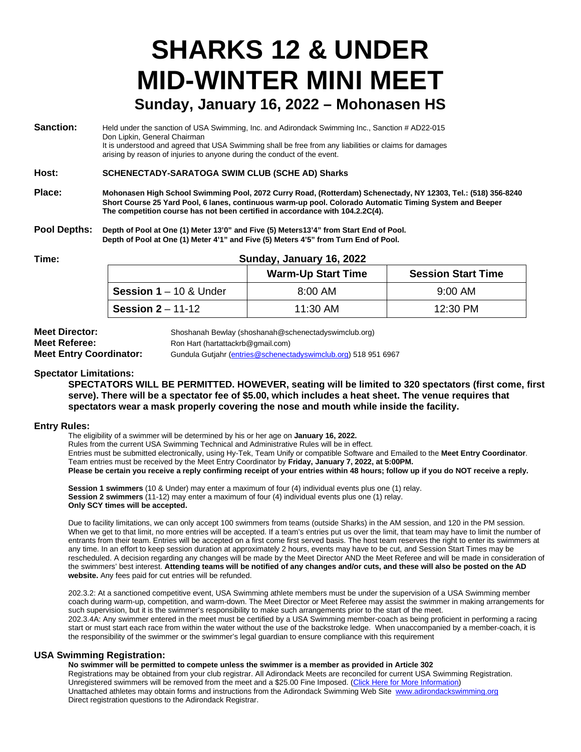# SHARKS 12 & UNDER MID-WINTER MINI MEET

## Sunday, January 16, 2022 – Mohonasen HS

**Sanction:** Held under the sanction of USA Swimming, Inc. and Adirondack Swimming Inc., Sanction # AD22-015
Don Lipkin, General Chairman
It is understood and agreed that USA Swimming shall be free from any liabilities or claims for damages arising by reason of injuries to anyone during the conduct of the event.

**Host:** **SCHENECTADY-SARATOGA SWIM CLUB (SCHE AD) Sharks**

**Place:** **Mohonasen High School Swimming Pool, 2072 Curry Road, (Rotterdam) Schenectady, NY 12303, Tel.: (518) 356-8240**
**Short Course 25 Yard Pool, 6 lanes, continuous warm-up pool. Colorado Automatic Timing System and Beeper**
**The competition course has not been certified in accordance with 104.2.2C(4).**

**Pool Depths:** **Depth of Pool at One (1) Meter 13'0" and Five (5) Meters13'4" from Start End of Pool.**
**Depth of Pool at One (1) Meter 4'1" and Five (5) Meters 4'5" from Turn End of Pool.**

**Time:** **Sunday, January 16, 2022**

| | Warm-Up Start Time | Session Start Time |
|---|---|---|
| **Session 1** – 10 & Under | 8:00 AM | 9:00 AM |
| **Session 2** – 11-12 | 11:30 AM | 12:30 PM |

**Meet Director:** Shoshanah Bewlay (shoshanah@schenectadyswimclub.org)
**Meet Referee:** Ron Hart (hartattackrb@gmail.com)
**Meet Entry Coordinator:** Gundula Gutjahr (entries@schenectadyswimclub.org) 518 951 6967

### Spectator Limitations:

**SPECTATORS WILL BE PERMITTED. HOWEVER, seating will be limited to 320 spectators (first come, first serve). There will be a spectator fee of $5.00, which includes a heat sheet. The venue requires that spectators wear a mask properly covering the nose and mouth while inside the facility.**

### Entry Rules:

The eligibility of a swimmer will be determined by his or her age on **January 16, 2022.**
Rules from the current USA Swimming Technical and Administrative Rules will be in effect.
Entries must be submitted electronically, using Hy-Tek, Team Unify or compatible Software and Emailed to the **Meet Entry Coordinator**.
Team entries must be received by the Meet Entry Coordinator by **Friday, January 7, 2022, at 5:00PM.**
**Please be certain you receive a reply confirming receipt of your entries within 48 hours; follow up if you do NOT receive a reply.**

**Session 1 swimmers** (10 & Under) may enter a maximum of four (4) individual events plus one (1) relay.
**Session 2 swimmers** (11-12) may enter a maximum of four (4) individual events plus one (1) relay.
**Only SCY times will be accepted.**

Due to facility limitations, we can only accept 100 swimmers from teams (outside Sharks) in the AM session, and 120 in the PM session. When we get to that limit, no more entries will be accepted. If a team's entries put us over the limit, that team may have to limit the number of entrants from their team. Entries will be accepted on a first come first served basis. The host team reserves the right to enter its swimmers at any time. In an effort to keep session duration at approximately 2 hours, events may have to be cut, and Session Start Times may be rescheduled. A decision regarding any changes will be made by the Meet Director AND the Meet Referee and will be made in consideration of the swimmers' best interest. **Attending teams will be notified of any changes and/or cuts, and these will also be posted on the AD website.** Any fees paid for cut entries will be refunded.

202.3.2: At a sanctioned competitive event, USA Swimming athlete members must be under the supervision of a USA Swimming member coach during warm-up, competition, and warm-down. The Meet Director or Meet Referee may assist the swimmer in making arrangements for such supervision, but it is the swimmer's responsibility to make such arrangements prior to the start of the meet.
202.3.4A: Any swimmer entered in the meet must be certified by a USA Swimming member-coach as being proficient in performing a racing start or must start each race from within the water without the use of the backstroke ledge. When unaccompanied by a member-coach, it is the responsibility of the swimmer or the swimmer's legal guardian to ensure compliance with this requirement

### USA Swimming Registration:

**No swimmer will be permitted to compete unless the swimmer is a member as provided in Article 302**
Registrations may be obtained from your club registrar. All Adirondack Meets are reconciled for current USA Swimming Registration. Unregistered swimmers will be removed from the meet and a $25.00 Fine Imposed. (Click Here for More Information)
Unattached athletes may obtain forms and instructions from the Adirondack Swimming Web Site www.adirondackswimming.org
Direct registration questions to the Adirondack Registrar.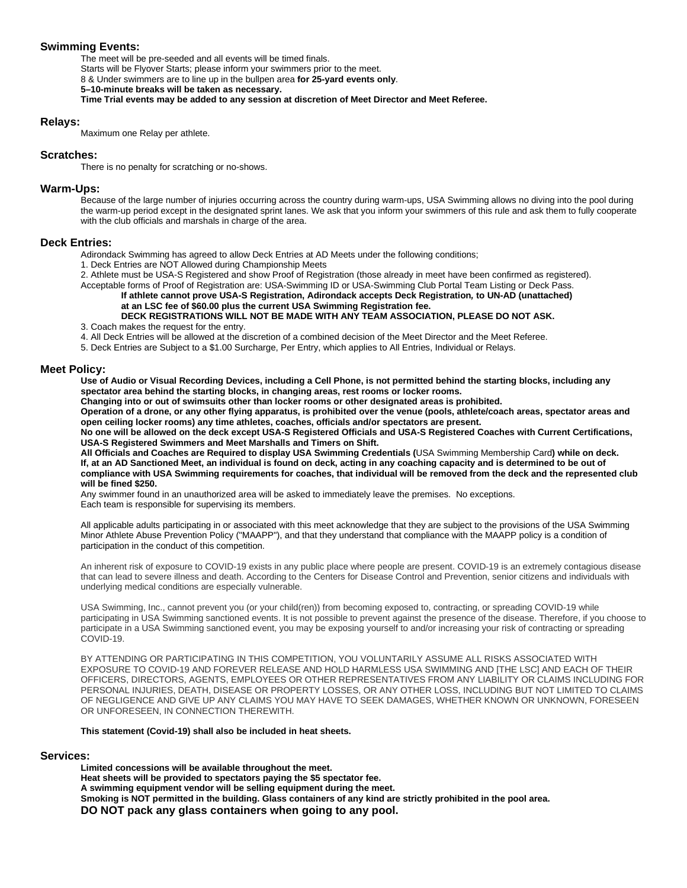## Swimming Events:

The meet will be pre-seeded and all events will be timed finals.
Starts will be Flyover Starts; please inform your swimmers prior to the meet.
8 & Under swimmers are to line up in the bullpen area **for 25-yard events only**.
**5–10-minute breaks will be taken as necessary.**
**Time Trial events may be added to any session at discretion of Meet Director and Meet Referee.**

## Relays:

Maximum one Relay per athlete.

## Scratches:

There is no penalty for scratching or no-shows.

## Warm-Ups:

Because of the large number of injuries occurring across the country during warm-ups, USA Swimming allows no diving into the pool during the warm-up period except in the designated sprint lanes. We ask that you inform your swimmers of this rule and ask them to fully cooperate with the club officials and marshals in charge of the area.

## Deck Entries:

Adirondack Swimming has agreed to allow Deck Entries at AD Meets under the following conditions;

1. Deck Entries are NOT Allowed during Championship Meets
2. Athlete must be USA-S Registered and show Proof of Registration (those already in meet have been confirmed as registered).
Acceptable forms of Proof of Registration are: USA-Swimming ID or USA-Swimming Club Portal Team Listing or Deck Pass.
**If athlete cannot prove USA-S Registration, Adirondack accepts Deck Registration, to UN-AD (unattached) at an LSC fee of $60.00 plus the current USA Swimming Registration fee.**
**DECK REGISTRATIONS WILL NOT BE MADE WITH ANY TEAM ASSOCIATION, PLEASE DO NOT ASK.**
3. Coach makes the request for the entry.
4. All Deck Entries will be allowed at the discretion of a combined decision of the Meet Director and the Meet Referee.
5. Deck Entries are Subject to a $1.00 Surcharge, Per Entry, which applies to All Entries, Individual or Relays.

## Meet Policy:

**Use of Audio or Visual Recording Devices, including a Cell Phone, is not permitted behind the starting blocks, including any spectator area behind the starting blocks, in changing areas, rest rooms or locker rooms.**
**Changing into or out of swimsuits other than locker rooms or other designated areas is prohibited.**
**Operation of a drone, or any other flying apparatus, is prohibited over the venue (pools, athlete/coach areas, spectator areas and open ceiling locker rooms) any time athletes, coaches, officials and/or spectators are present.**
**No one will be allowed on the deck except USA-S Registered Officials and USA-S Registered Coaches with Current Certifications, USA-S Registered Swimmers and Meet Marshalls and Timers on Shift.**
**All Officials and Coaches are Required to display USA Swimming Credentials (**USA Swimming Membership Card**) while on deck.**
**If, at an AD Sanctioned Meet, an individual is found on deck, acting in any coaching capacity and is determined to be out of compliance with USA Swimming requirements for coaches, that individual will be removed from the deck and the represented club will be fined $250.**
Any swimmer found in an unauthorized area will be asked to immediately leave the premises. No exceptions.
Each team is responsible for supervising its members.

All applicable adults participating in or associated with this meet acknowledge that they are subject to the provisions of the USA Swimming Minor Athlete Abuse Prevention Policy ("MAAPP"), and that they understand that compliance with the MAAPP policy is a condition of participation in the conduct of this competition.

An inherent risk of exposure to COVID-19 exists in any public place where people are present. COVID-19 is an extremely contagious disease that can lead to severe illness and death. According to the Centers for Disease Control and Prevention, senior citizens and individuals with underlying medical conditions are especially vulnerable.

USA Swimming, Inc., cannot prevent you (or your child(ren)) from becoming exposed to, contracting, or spreading COVID-19 while participating in USA Swimming sanctioned events. It is not possible to prevent against the presence of the disease. Therefore, if you choose to participate in a USA Swimming sanctioned event, you may be exposing yourself to and/or increasing your risk of contracting or spreading COVID-19.

BY ATTENDING OR PARTICIPATING IN THIS COMPETITION, YOU VOLUNTARILY ASSUME ALL RISKS ASSOCIATED WITH EXPOSURE TO COVID-19 AND FOREVER RELEASE AND HOLD HARMLESS USA SWIMMING AND [THE LSC] AND EACH OF THEIR OFFICERS, DIRECTORS, AGENTS, EMPLOYEES OR OTHER REPRESENTATIVES FROM ANY LIABILITY OR CLAIMS INCLUDING FOR PERSONAL INJURIES, DEATH, DISEASE OR PROPERTY LOSSES, OR ANY OTHER LOSS, INCLUDING BUT NOT LIMITED TO CLAIMS OF NEGLIGENCE AND GIVE UP ANY CLAIMS YOU MAY HAVE TO SEEK DAMAGES, WHETHER KNOWN OR UNKNOWN, FORESEEN OR UNFORESEEN, IN CONNECTION THEREWITH.

**This statement (Covid-19) shall also be included in heat sheets.**

## Services:

**Limited concessions will be available throughout the meet.**
**Heat sheets will be provided to spectators paying the $5 spectator fee.**
**A swimming equipment vendor will be selling equipment during the meet.**
**Smoking is NOT permitted in the building. Glass containers of any kind are strictly prohibited in the pool area.**
**DO NOT pack any glass containers when going to any pool.**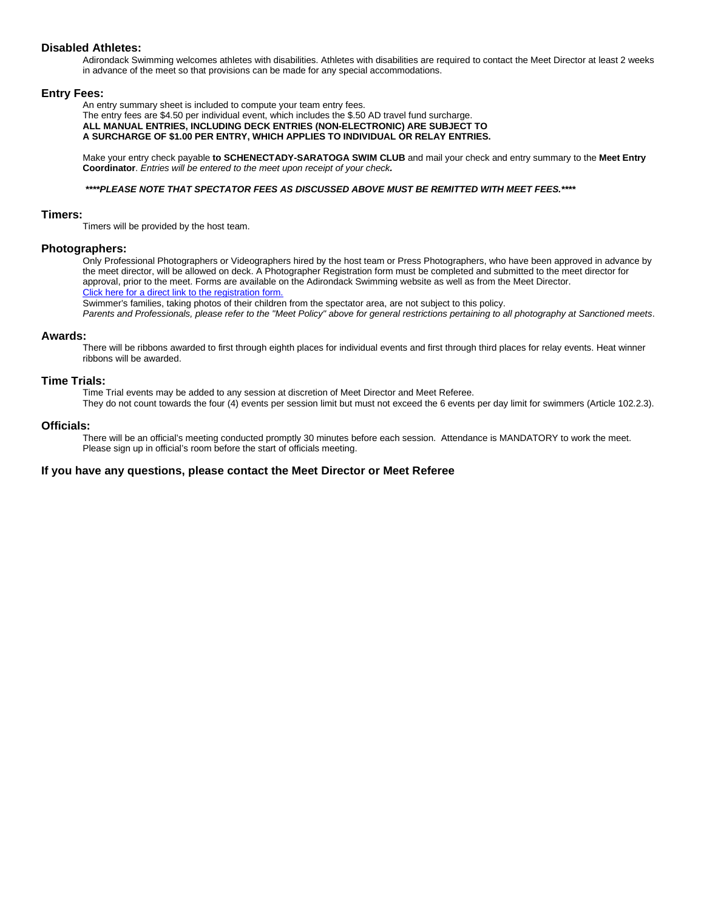## Disabled Athletes:

Adirondack Swimming welcomes athletes with disabilities. Athletes with disabilities are required to contact the Meet Director at least 2 weeks in advance of the meet so that provisions can be made for any special accommodations.

## Entry Fees:

An entry summary sheet is included to compute your team entry fees.
The entry fees are $4.50 per individual event, which includes the $.50 AD travel fund surcharge.
**ALL MANUAL ENTRIES, INCLUDING DECK ENTRIES (NON-ELECTRONIC) ARE SUBJECT TO A SURCHARGE OF $1.00 PER ENTRY, WHICH APPLIES TO INDIVIDUAL OR RELAY ENTRIES.**

Make your entry check payable **to SCHENECTADY-SARATOGA SWIM CLUB** and mail your check and entry summary to the **Meet Entry Coordinator**. *Entries will be entered to the meet upon receipt of your check.*

***\*\*\*\*PLEASE NOTE THAT SPECTATOR FEES AS DISCUSSED ABOVE MUST BE REMITTED WITH MEET FEES.\*\*\*\****

## Timers:

Timers will be provided by the host team.

## Photographers:

Only Professional Photographers or Videographers hired by the host team or Press Photographers, who have been approved in advance by the meet director, will be allowed on deck. A Photographer Registration form must be completed and submitted to the meet director for approval, prior to the meet. Forms are available on the Adirondack Swimming website as well as from the Meet Director.
[Click here for a direct link to the registration form.]()
Swimmer's families, taking photos of their children from the spectator area, are not subject to this policy.
*Parents and Professionals, please refer to the "Meet Policy" above for general restrictions pertaining to all photography at Sanctioned meets*.

## Awards:

There will be ribbons awarded to first through eighth places for individual events and first through third places for relay events. Heat winner ribbons will be awarded.

## Time Trials:

Time Trial events may be added to any session at discretion of Meet Director and Meet Referee.
They do not count towards the four (4) events per session limit but must not exceed the 6 events per day limit for swimmers (Article 102.2.3).

## Officials:

There will be an official's meeting conducted promptly 30 minutes before each session. Attendance is MANDATORY to work the meet. Please sign up in official's room before the start of officials meeting.

### If you have any questions, please contact the Meet Director or Meet Referee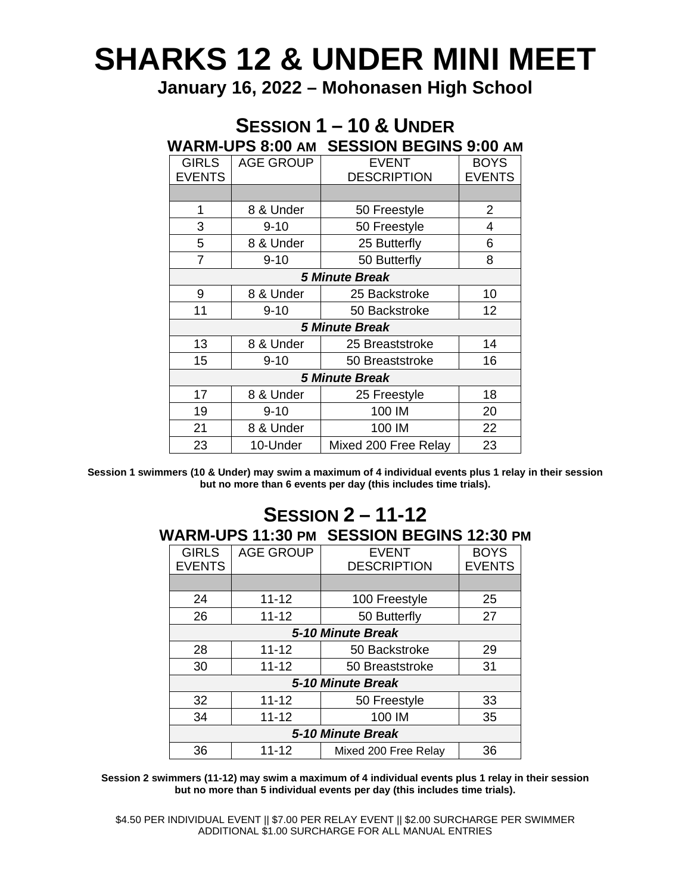# SHARKS 12 & UNDER MINI MEET

### January 16, 2022 – Mohonasen High School

## SESSION 1 – 10 & UNDER

### WARM-UPS 8:00 AM SESSION BEGINS 9:00 AM

| GIRLS EVENTS | AGE GROUP | EVENT DESCRIPTION | BOYS EVENTS |
|---|---|---|---|
| | | | |
| 1 | 8 & Under | 50 Freestyle | 2 |
| 3 | 9-10 | 50 Freestyle | 4 |
| 5 | 8 & Under | 25 Butterfly | 6 |
| 7 | 9-10 | 50 Butterfly | 8 |
| | | ***5 Minute Break*** | |
| 9 | 8 & Under | 25 Backstroke | 10 |
| 11 | 9-10 | 50 Backstroke | 12 |
| | | ***5 Minute Break*** | |
| 13 | 8 & Under | 25 Breaststroke | 14 |
| 15 | 9-10 | 50 Breaststroke | 16 |
| | | ***5 Minute Break*** | |
| 17 | 8 & Under | 25 Freestyle | 18 |
| 19 | 9-10 | 100 IM | 20 |
| 21 | 8 & Under | 100 IM | 22 |
| 23 | 10-Under | Mixed 200 Free Relay | 23 |

**Session 1 swimmers (10 & Under) may swim a maximum of 4 individual events plus 1 relay in their session but no more than 6 events per day (this includes time trials).**

## SESSION 2 – 11-12

### WARM-UPS 11:30 PM SESSION BEGINS 12:30 PM

| GIRLS EVENTS | AGE GROUP | EVENT DESCRIPTION | BOYS EVENTS |
|---|---|---|---|
| | | | |
| 24 | 11-12 | 100 Freestyle | 25 |
| 26 | 11-12 | 50 Butterfly | 27 |
| | | ***5-10 Minute Break*** | |
| 28 | 11-12 | 50 Backstroke | 29 |
| 30 | 11-12 | 50 Breaststroke | 31 |
| | | ***5-10 Minute Break*** | |
| 32 | 11-12 | 50 Freestyle | 33 |
| 34 | 11-12 | 100 IM | 35 |
| | | ***5-10 Minute Break*** | |
| 36 | 11-12 | Mixed 200 Free Relay | 36 |

**Session 2 swimmers (11-12) may swim a maximum of 4 individual events plus 1 relay in their session but no more than 5 individual events per day (this includes time trials).**

$4.50 PER INDIVIDUAL EVENT || $7.00 PER RELAY EVENT || $2.00 SURCHARGE PER SWIMMER
ADDITIONAL $1.00 SURCHARGE FOR ALL MANUAL ENTRIES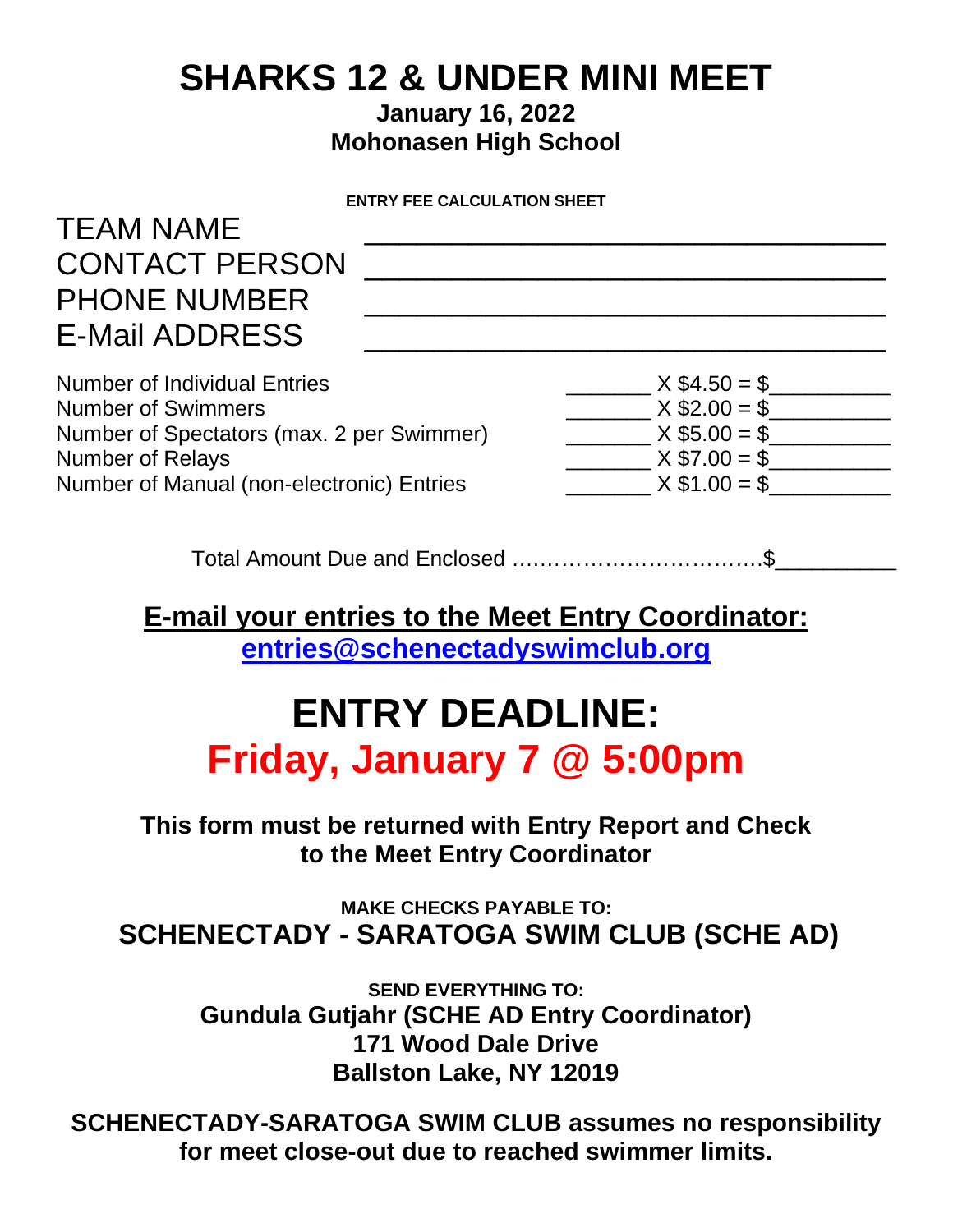# SHARKS 12 & UNDER MINI MEET

**January 16, 2022**
**Mohonasen High School**

**ENTRY FEE CALCULATION SHEET**

TEAM NAME ________________________________

CONTACT PERSON ________________________________

PHONE NUMBER ________________________________

E-Mail ADDRESS ________________________________

| | |
|---|---|
| Number of Individual Entries | _______ X $4.50 = $__________ |
| Number of Swimmers | _______ X $2.00 = $__________ |
| Number of Spectators (max. 2 per Swimmer) | _______ X $5.00 = $__________ |
| Number of Relays | _______ X $7.00 = $__________ |
| Number of Manual (non-electronic) Entries | _______ X $1.00 = $__________ |

Total Amount Due and Enclosed ……………………………….$__________

**E-mail your entries to the Meet Entry Coordinator:**
**entries@schenectadyswimclub.org**

# ENTRY DEADLINE:
# Friday, January 7 @ 5:00pm

**This form must be returned with Entry Report and Check to the Meet Entry Coordinator**

**MAKE CHECKS PAYABLE TO:**
**SCHENECTADY - SARATOGA SWIM CLUB (SCHE AD)**

**SEND EVERYTHING TO:**
**Gundula Gutjahr (SCHE AD Entry Coordinator)**
**171 Wood Dale Drive**
**Ballston Lake, NY 12019**

**SCHENECTADY-SARATOGA SWIM CLUB assumes no responsibility for meet close-out due to reached swimmer limits.**